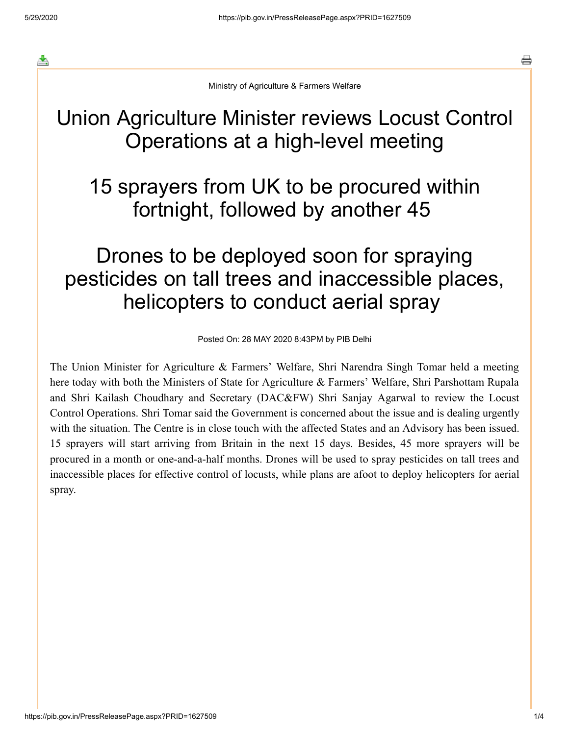Ministry of Agriculture & Farmers Welfare

# Union Agriculture Minister reviews Locust Control Operations at a high-level meeting

# 15 sprayers from UK to be procured within fortnight, followed by another 45

# Drones to be deployed soon for spraying pesticides on tall trees and inaccessible places, helicopters to conduct aerial spray

Posted On: 28 MAY 2020 8:43PM by PIB Delhi

The Union Minister for Agriculture & Farmers' Welfare, Shri Narendra Singh Tomar held a meeting here today with both the Ministers of State for Agriculture & Farmers' Welfare, Shri Parshottam Rupala and Shri Kailash Choudhary and Secretary (DAC&FW) Shri Sanjay Agarwal to review the Locust Control Operations. Shri Tomar said the Government is concerned about the issue and is dealing urgently with the situation. The Centre is in close touch with the affected States and an Advisory has been issued. 15 sprayers will start arriving from Britain in the next 15 days. Besides, 45 more sprayers will be procured in a month or one-and-a-half months. Drones will be used to spray pesticides on tall trees and inaccessible places for effective control of locusts, while plans are afoot to deploy helicopters for aerial spray.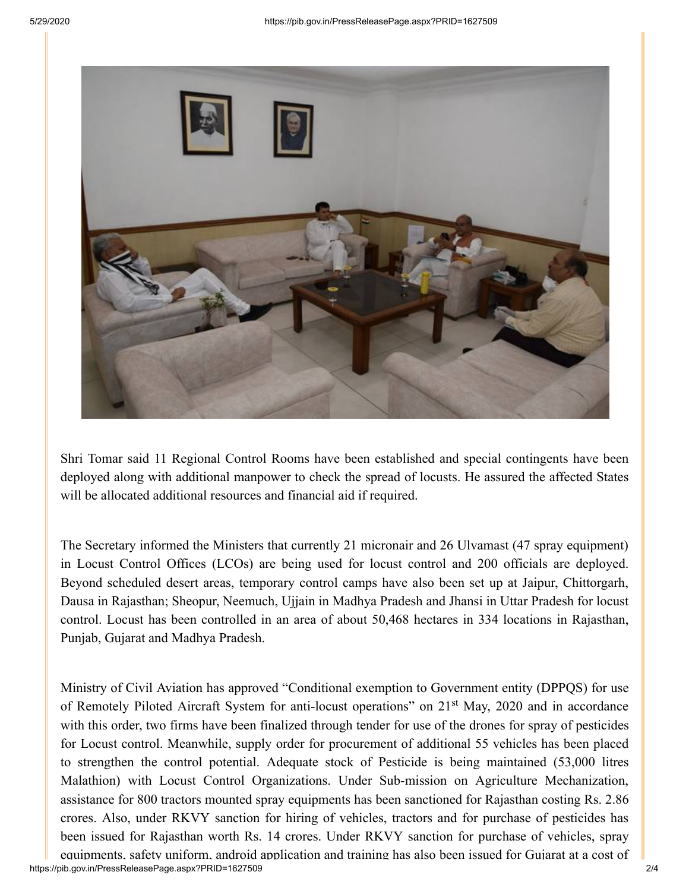Shri Tomar said 11 Regional Control Rooms have been established and special contingents have been deployed along with additional manpower to check the spread of locusts. He assured the affected States will be allocated additional resources and financial aid if required.

The Secretary informed the Ministers that currently 21 micronair and 26 Ulvamast (47 spray equipment) in Locust Control Offices (LCOs) are being used for locust control and 200 officials are deployed. Beyond scheduled desert areas, temporary control camps have also been set up at Jaipur, Chittorgarh, Dausa in Rajasthan; Sheopur, Neemuch, Ujjain in Madhya Pradesh and Jhansi in Uttar Pradesh for locust control. Locust has been controlled in an area of about 50,468 hectares in 334 locations in Rajasthan, Punjab, Gujarat and Madhya Pradesh.

Ministry of Civil Aviation has approved "Conditional exemption to Government entity (DPPQS) for use of Remotely Piloted Aircraft System for anti-locust operations" on 21st May, 2020 and in accordance with this order, two firms have been finalized through tender for use of the drones for spray of pesticides for Locust control. Meanwhile, supply order for procurement of additional 55 vehicles has been placed to strengthen the control potential. Adequate stock of Pesticide is being maintained (53,000 litres Malathion) with Locust Control Organizations. Under Sub-mission on Agriculture Mechanization, assistance for 800 tractors mounted spray equipments has been sanctioned for Rajasthan costing Rs. 2.86 crores. Also, under RKVY sanction for hiring of vehicles, tractors and for purchase of pesticides has been issued for Rajasthan worth Rs. 14 crores. Under RKVY sanction for purchase of vehicles, spray equipments, safety uniform, android application and training has also been issued for Gujarat at a cost of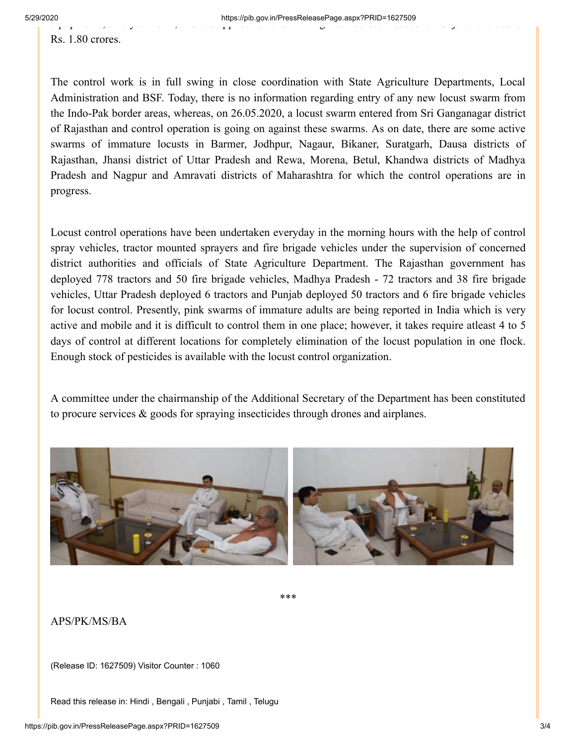Rs. 1.80 crores.

The control work is in full swing in close coordination with State Agriculture Departments, Local Administration and BSF. Today, there is no information regarding entry of any new locust swarm from the Indo-Pak border areas, whereas, on 26.05.2020, a locust swarm entered from Sri Ganganagar district of Rajasthan and control operation is going on against these swarms. As on date, there are some active swarms of immature locusts in Barmer, Jodhpur, Nagaur, Bikaner, Suratgarh, Dausa districts of Rajasthan, Jhansi district of Uttar Pradesh and Rewa, Morena, Betul, Khandwa districts of Madhya Pradesh and Nagpur and Amravati districts of Maharashtra for which the control operations are in progress.

Locust control operations have been undertaken everyday in the morning hours with the help of control spray vehicles, tractor mounted sprayers and fire brigade vehicles under the supervision of concerned district authorities and officials of State Agriculture Department. The Rajasthan government has deployed 778 tractors and 50 fire brigade vehicles, Madhya Pradesh - 72 tractors and 38 fire brigade vehicles, Uttar Pradesh deployed 6 tractors and Punjab deployed 50 tractors and 6 fire brigade vehicles for locust control. Presently, pink swarms of immature adults are being reported in India which is very active and mobile and it is difficult to control them in one place; however, it takes require atleast 4 to 5 days of control at different locations for completely elimination of the locust population in one flock. Enough stock of pesticides is available with the locust control organization.

A committee under the chairmanship of the Additional Secretary of the Department has been constituted to procure services & goods for spraying insecticides through drones and airplanes.

***

APS/PK/MS/BA

(Release ID: 1627509) Visitor Counter : 1060

Read this release in: Hindi , Bengali , Punjabi , Tamil , Telugu